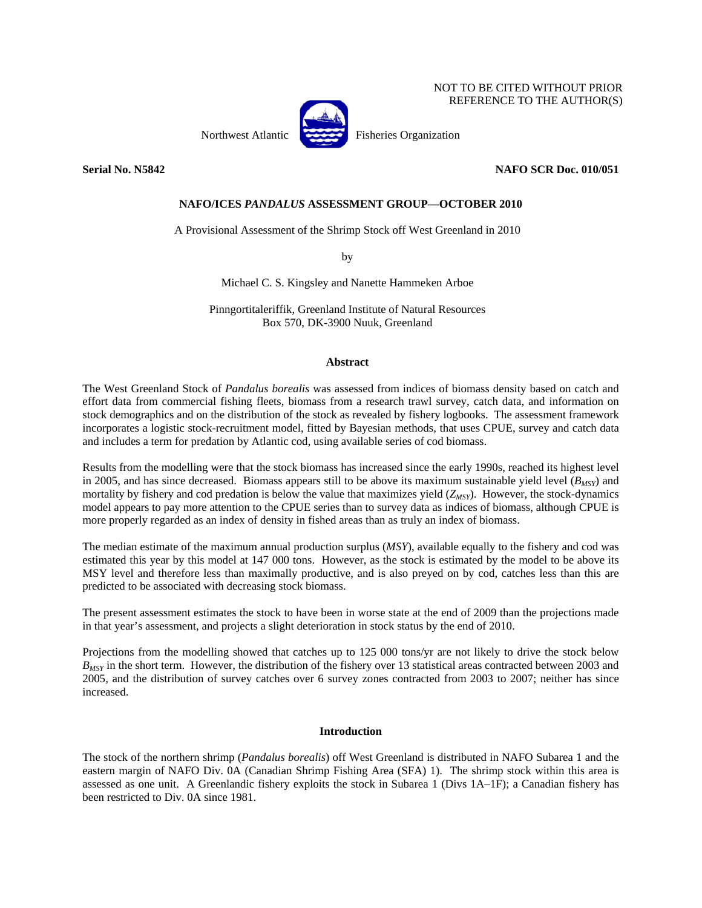NOT TO BE CITED WITHOUT PRIOR REFERENCE TO THE AUTHOR(S)

Northwest Atlantic Fisheries Organization

**Serial No. N5842** **NAFO SCR Doc. 010/051**

**NAFO/ICES *PANDALUS* ASSESSMENT GROUP—OCTOBER 2010**

A Provisional Assessment of the Shrimp Stock off West Greenland in 2010

by

Michael C. S. Kingsley and Nanette Hammeken Arboe

Pinngortitaleriffik, Greenland Institute of Natural Resources
Box 570, DK-3900 Nuuk, Greenland

## Abstract

The West Greenland Stock of *Pandalus borealis* was assessed from indices of biomass density based on catch and effort data from commercial fishing fleets, biomass from a research trawl survey, catch data, and information on stock demographics and on the distribution of the stock as revealed by fishery logbooks. The assessment framework incorporates a logistic stock-recruitment model, fitted by Bayesian methods, that uses CPUE, survey and catch data and includes a term for predation by Atlantic cod, using available series of cod biomass.

Results from the modelling were that the stock biomass has increased since the early 1990s, reached its highest level in 2005, and has since decreased. Biomass appears still to be above its maximum sustainable yield level ($B_{MSY}$) and mortality by fishery and cod predation is below the value that maximizes yield ($Z_{MSY}$). However, the stock-dynamics model appears to pay more attention to the CPUE series than to survey data as indices of biomass, although CPUE is more properly regarded as an index of density in fished areas than as truly an index of biomass.

The median estimate of the maximum annual production surplus (*MSY*), available equally to the fishery and cod was estimated this year by this model at 147 000 tons. However, as the stock is estimated by the model to be above its MSY level and therefore less than maximally productive, and is also preyed on by cod, catches less than this are predicted to be associated with decreasing stock biomass.

The present assessment estimates the stock to have been in worse state at the end of 2009 than the projections made in that year's assessment, and projects a slight deterioration in stock status by the end of 2010.

Projections from the modelling showed that catches up to 125 000 tons/yr are not likely to drive the stock below $B_{MSY}$ in the short term. However, the distribution of the fishery over 13 statistical areas contracted between 2003 and 2005, and the distribution of survey catches over 6 survey zones contracted from 2003 to 2007; neither has since increased.

## Introduction

The stock of the northern shrimp (*Pandalus borealis*) off West Greenland is distributed in NAFO Subarea 1 and the eastern margin of NAFO Div. 0A (Canadian Shrimp Fishing Area (SFA) 1). The shrimp stock within this area is assessed as one unit. A Greenlandic fishery exploits the stock in Subarea 1 (Divs 1A–1F); a Canadian fishery has been restricted to Div. 0A since 1981.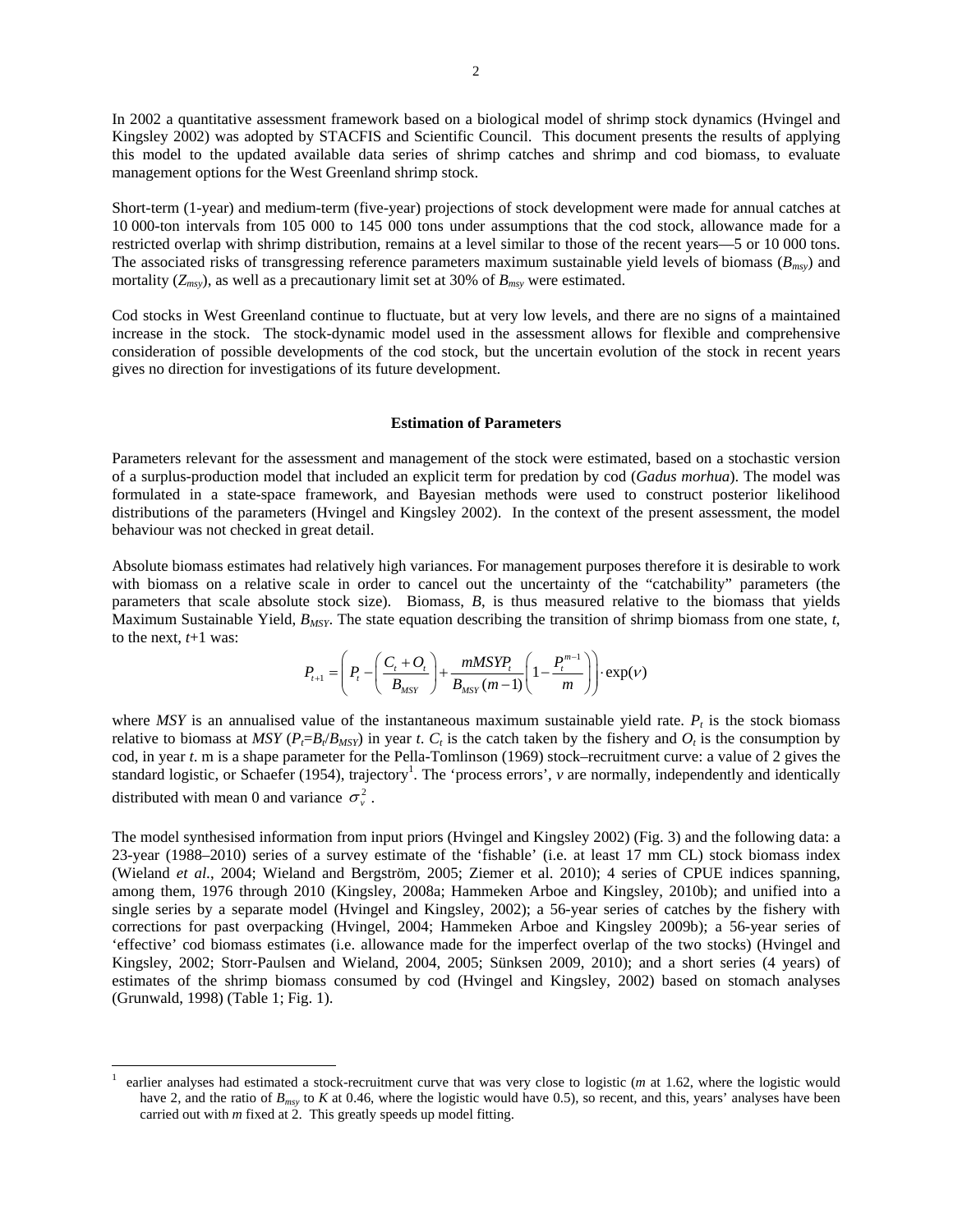In 2002 a quantitative assessment framework based on a biological model of shrimp stock dynamics (Hvingel and Kingsley 2002) was adopted by STACFIS and Scientific Council. This document presents the results of applying this model to the updated available data series of shrimp catches and shrimp and cod biomass, to evaluate management options for the West Greenland shrimp stock.

Short-term (1-year) and medium-term (five-year) projections of stock development were made for annual catches at 10 000-ton intervals from 105 000 to 145 000 tons under assumptions that the cod stock, allowance made for a restricted overlap with shrimp distribution, remains at a level similar to those of the recent years—5 or 10 000 tons. The associated risks of transgressing reference parameters maximum sustainable yield levels of biomass ($B_{msy}$) and mortality ($Z_{msy}$), as well as a precautionary limit set at 30% of $B_{msy}$ were estimated.

Cod stocks in West Greenland continue to fluctuate, but at very low levels, and there are no signs of a maintained increase in the stock. The stock-dynamic model used in the assessment allows for flexible and comprehensive consideration of possible developments of the cod stock, but the uncertain evolution of the stock in recent years gives no direction for investigations of its future development.

## Estimation of Parameters

Parameters relevant for the assessment and management of the stock were estimated, based on a stochastic version of a surplus-production model that included an explicit term for predation by cod (*Gadus morhua*). The model was formulated in a state-space framework, and Bayesian methods were used to construct posterior likelihood distributions of the parameters (Hvingel and Kingsley 2002). In the context of the present assessment, the model behaviour was not checked in great detail.

Absolute biomass estimates had relatively high variances. For management purposes therefore it is desirable to work with biomass on a relative scale in order to cancel out the uncertainty of the "catchability" parameters (the parameters that scale absolute stock size). Biomass, $B$, is thus measured relative to the biomass that yields Maximum Sustainable Yield, $B_{MSY}$. The state equation describing the transition of shrimp biomass from one state, $t$, to the next, $t$+1 was:

$$P_{t+1} = \left( P_t - \left( \frac{C_t + O_t}{B_{MSY}} \right) + \frac{mMSYP_t}{B_{MSY}(m-1)} \left( 1 - \frac{P_t^{m-1}}{m} \right) \right) \cdot \exp(\nu)$$

where $MSY$ is an annualised value of the instantaneous maximum sustainable yield rate. $P_t$ is the stock biomass relative to biomass at $MSY$ ($P_t = B_t / B_{MSY}$) in year $t$. $C_t$ is the catch taken by the fishery and $O_t$ is the consumption by cod, in year $t$. m is a shape parameter for the Pella-Tomlinson (1969) stock–recruitment curve: a value of 2 gives the standard logistic, or Schaefer (1954), trajectory[1]. The 'process errors', $\nu$ are normally, independently and identically distributed with mean 0 and variance $\sigma_\nu^2$.

The model synthesised information from input priors (Hvingel and Kingsley 2002) (Fig. 3) and the following data: a 23-year (1988–2010) series of a survey estimate of the 'fishable' (i.e. at least 17 mm CL) stock biomass index (Wieland *et al.*, 2004; Wieland and Bergström, 2005; Ziemer et al. 2010); 4 series of CPUE indices spanning, among them, 1976 through 2010 (Kingsley, 2008a; Hammeken Arboe and Kingsley, 2010b); and unified into a single series by a separate model (Hvingel and Kingsley, 2002); a 56-year series of catches by the fishery with corrections for past overpacking (Hvingel, 2004; Hammeken Arboe and Kingsley 2009b); a 56-year series of 'effective' cod biomass estimates (i.e. allowance made for the imperfect overlap of the two stocks) (Hvingel and Kingsley, 2002; Storr-Paulsen and Wieland, 2004, 2005; Sünksen 2009, 2010); and a short series (4 years) of estimates of the shrimp biomass consumed by cod (Hvingel and Kingsley, 2002) based on stomach analyses (Grunwald, 1998) (Table 1; Fig. 1).

[1] earlier analyses had estimated a stock-recruitment curve that was very close to logistic ($m$ at 1.62, where the logistic would have 2, and the ratio of $B_{msy}$ to $K$ at 0.46, where the logistic would have 0.5), so recent, and this, years' analyses have been carried out with $m$ fixed at 2. This greatly speeds up model fitting.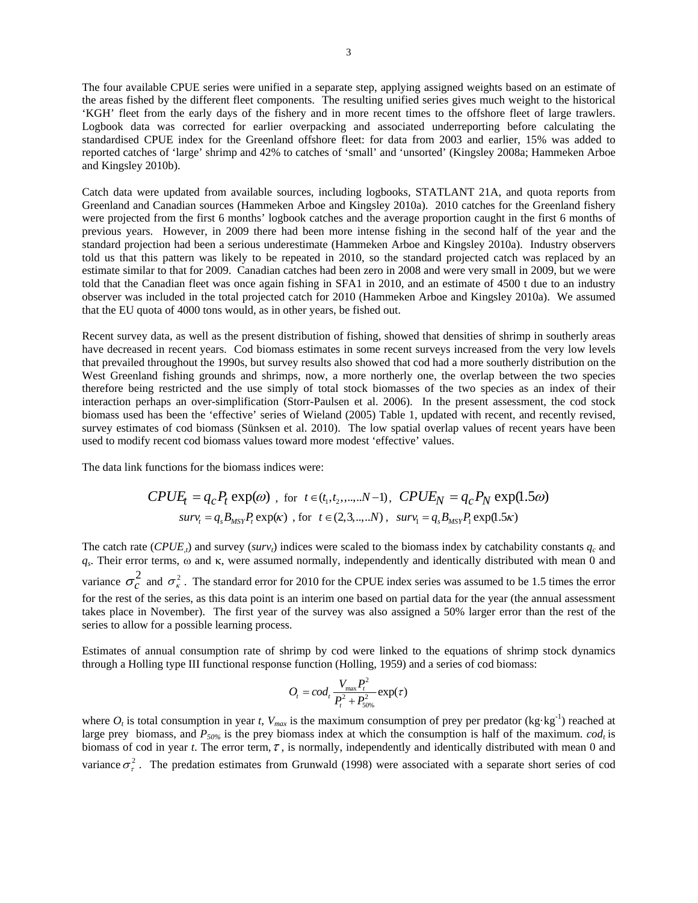The four available CPUE series were unified in a separate step, applying assigned weights based on an estimate of the areas fished by the different fleet components. The resulting unified series gives much weight to the historical 'KGH' fleet from the early days of the fishery and in more recent times to the offshore fleet of large trawlers. Logbook data was corrected for earlier overpacking and associated underreporting before calculating the standardised CPUE index for the Greenland offshore fleet: for data from 2003 and earlier, 15% was added to reported catches of 'large' shrimp and 42% to catches of 'small' and 'unsorted' (Kingsley 2008a; Hammeken Arboe and Kingsley 2010b).

Catch data were updated from available sources, including logbooks, STATLANT 21A, and quota reports from Greenland and Canadian sources (Hammeken Arboe and Kingsley 2010a). 2010 catches for the Greenland fishery were projected from the first 6 months' logbook catches and the average proportion caught in the first 6 months of previous years. However, in 2009 there had been more intense fishing in the second half of the year and the standard projection had been a serious underestimate (Hammeken Arboe and Kingsley 2010a). Industry observers told us that this pattern was likely to be repeated in 2010, so the standard projected catch was replaced by an estimate similar to that for 2009. Canadian catches had been zero in 2008 and were very small in 2009, but we were told that the Canadian fleet was once again fishing in SFA1 in 2010, and an estimate of 4500 t due to an industry observer was included in the total projected catch for 2010 (Hammeken Arboe and Kingsley 2010a). We assumed that the EU quota of 4000 tons would, as in other years, be fished out.

Recent survey data, as well as the present distribution of fishing, showed that densities of shrimp in southerly areas have decreased in recent years. Cod biomass estimates in some recent surveys increased from the very low levels that prevailed throughout the 1990s, but survey results also showed that cod had a more southerly distribution on the West Greenland fishing grounds and shrimps, now, a more northerly one, the overlap between the two species therefore being restricted and the use simply of total stock biomasses of the two species as an index of their interaction perhaps an over-simplification (Storr-Paulsen et al. 2006). In the present assessment, the cod stock biomass used has been the 'effective' series of Wieland (2005) Table 1, updated with recent, and recently revised, survey estimates of cod biomass (Sünksen et al. 2010). The low spatial overlap values of recent years have been used to modify recent cod biomass values toward more modest 'effective' values.

The data link functions for the biomass indices were:

$$CPUE_t = q_c P_t \exp(\omega) \ , \text{ for } \ t \in (t_1, t_2, ..., ..N-1), \ \ CPUE_N = q_c P_N \exp(1.5\omega)$$

$$surv_t = q_s B_{MSY} P_t \exp(\kappa) \ , \text{ for } \ t \in (2, 3, .., ..N), \ \ surv_1 = q_s B_{MSY} P_1 \exp(1.5\kappa)$$

The catch rate ($CPUE_t$) and survey ($surv_t$) indices were scaled to the biomass index by catchability constants $q_c$ and $q_s$. Their error terms, ω and κ, were assumed normally, independently and identically distributed with mean 0 and variance $\sigma_c^2$ and $\sigma_\kappa^2$. The standard error for 2010 for the CPUE index series was assumed to be 1.5 times the error for the rest of the series, as this data point is an interim one based on partial data for the year (the annual assessment takes place in November). The first year of the survey was also assigned a 50% larger error than the rest of the series to allow for a possible learning process.

Estimates of annual consumption rate of shrimp by cod were linked to the equations of shrimp stock dynamics through a Holling type III functional response function (Holling, 1959) and a series of cod biomass:

$$O_t = cod_t \frac{V_{max} P_t^2}{P_t^2 + P_{50\%}^2} \exp(\tau)$$

where $O_t$ is total consumption in year $t$, $V_{max}$ is the maximum consumption of prey per predator ($kg \cdot kg^{-1}$) reached at large prey biomass, and $P_{50\%}$ is the prey biomass index at which the consumption is half of the maximum. $cod_t$ is biomass of cod in year $t$. The error term, $\tau$, is normally, independently and identically distributed with mean 0 and variance $\sigma_\tau^2$. The predation estimates from Grunwald (1998) were associated with a separate short series of cod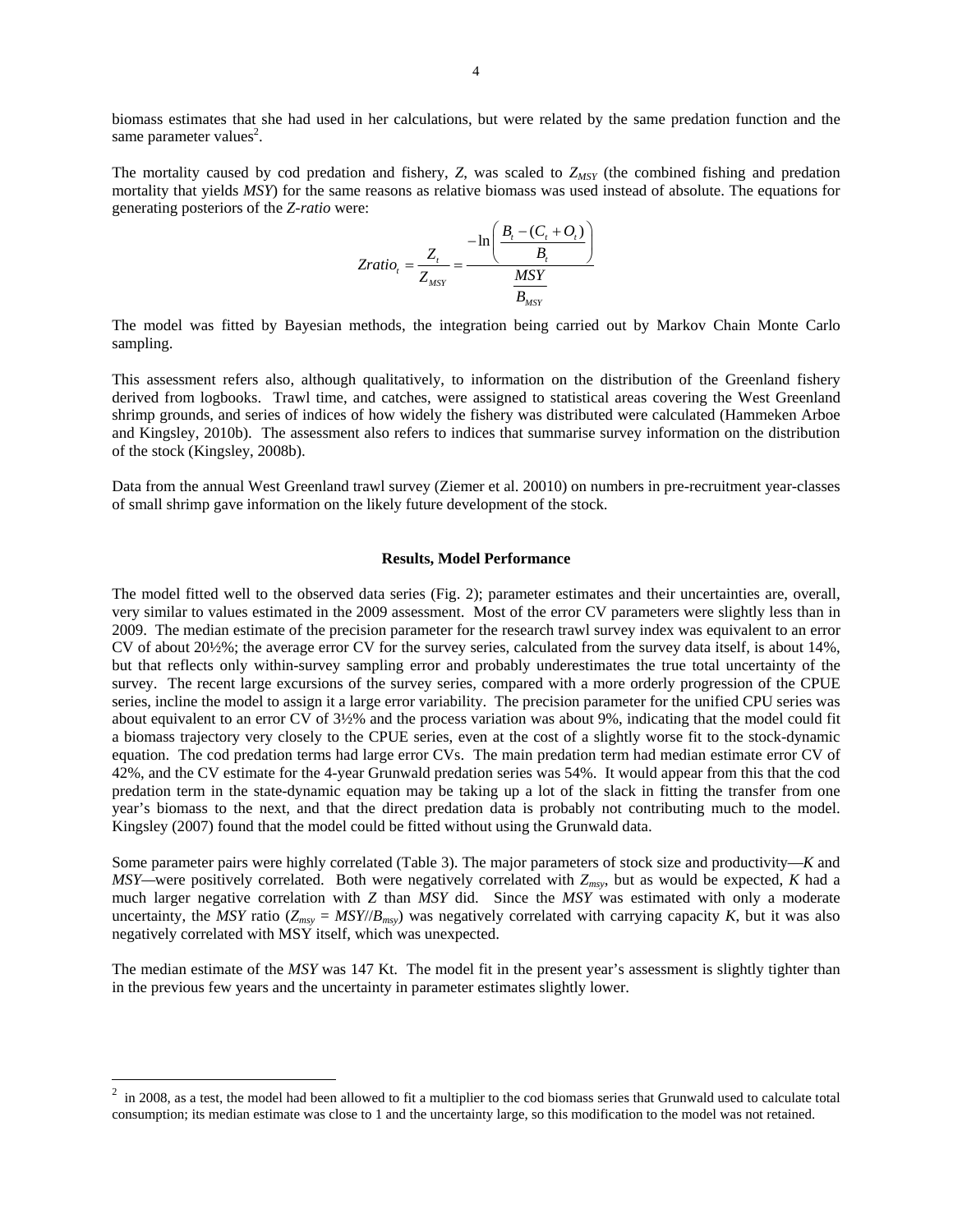biomass estimates that she had used in her calculations, but were related by the same predation function and the same parameter values[2].

The mortality caused by cod predation and fishery, $Z$, was scaled to $Z_{MSY}$ (the combined fishing and predation mortality that yields *MSY*) for the same reasons as relative biomass was used instead of absolute. The equations for generating posteriors of the *Z-ratio* were:

$$Zratio_t = \frac{Z_t}{Z_{MSY}} = \frac{-\ln\left(\dfrac{B_t - (C_t + O_t)}{B_t}\right)}{\dfrac{MSY}{B_{MSY}}}$$

The model was fitted by Bayesian methods, the integration being carried out by Markov Chain Monte Carlo sampling.

This assessment refers also, although qualitatively, to information on the distribution of the Greenland fishery derived from logbooks. Trawl time, and catches, were assigned to statistical areas covering the West Greenland shrimp grounds, and series of indices of how widely the fishery was distributed were calculated (Hammeken Arboe and Kingsley, 2010b). The assessment also refers to indices that summarise survey information on the distribution of the stock (Kingsley, 2008b).

Data from the annual West Greenland trawl survey (Ziemer et al. 20010) on numbers in pre-recruitment year-classes of small shrimp gave information on the likely future development of the stock.

## Results, Model Performance

The model fitted well to the observed data series (Fig. 2); parameter estimates and their uncertainties are, overall, very similar to values estimated in the 2009 assessment. Most of the error CV parameters were slightly less than in 2009. The median estimate of the precision parameter for the research trawl survey index was equivalent to an error CV of about 20½%; the average error CV for the survey series, calculated from the survey data itself, is about 14%, but that reflects only within-survey sampling error and probably underestimates the true total uncertainty of the survey. The recent large excursions of the survey series, compared with a more orderly progression of the CPUE series, incline the model to assign it a large error variability. The precision parameter for the unified CPU series was about equivalent to an error CV of 3½% and the process variation was about 9%, indicating that the model could fit a biomass trajectory very closely to the CPUE series, even at the cost of a slightly worse fit to the stock-dynamic equation. The cod predation terms had large error CVs. The main predation term had median estimate error CV of 42%, and the CV estimate for the 4-year Grunwald predation series was 54%. It would appear from this that the cod predation term in the state-dynamic equation may be taking up a lot of the slack in fitting the transfer from one year's biomass to the next, and that the direct predation data is probably not contributing much to the model. Kingsley (2007) found that the model could be fitted without using the Grunwald data.

Some parameter pairs were highly correlated (Table 3). The major parameters of stock size and productivity—*K* and *MSY*—were positively correlated. Both were negatively correlated with $Z_{msy}$, but as would be expected, *K* had a much larger negative correlation with *Z* than *MSY* did. Since the *MSY* was estimated with only a moderate uncertainty, the *MSY* ratio ($Z_{msy} = MSY//B_{msy}$) was negatively correlated with carrying capacity *K*, but it was also negatively correlated with MSY itself, which was unexpected.

The median estimate of the *MSY* was 147 Kt. The model fit in the present year's assessment is slightly tighter than in the previous few years and the uncertainty in parameter estimates slightly lower.

---

[2] in 2008, as a test, the model had been allowed to fit a multiplier to the cod biomass series that Grunwald used to calculate total consumption; its median estimate was close to 1 and the uncertainty large, so this modification to the model was not retained.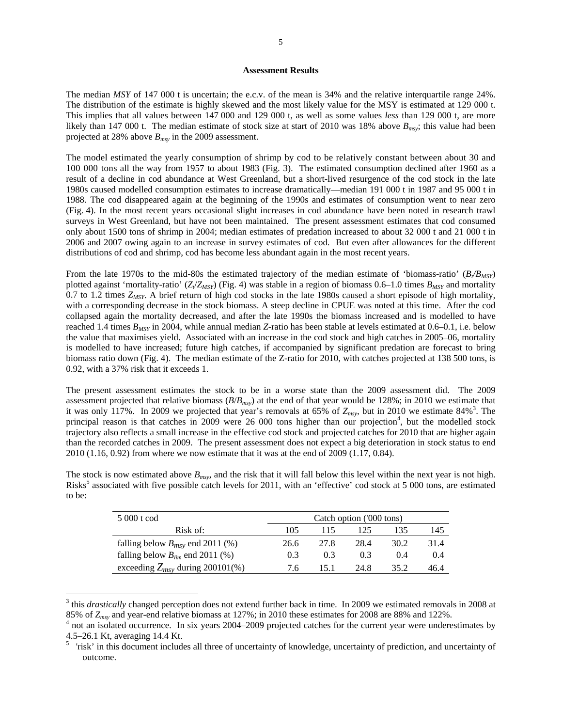**Assessment Results**

The median *MSY* of 147 000 t is uncertain; the e.c.v. of the mean is 34% and the relative interquartile range 24%. The distribution of the estimate is highly skewed and the most likely value for the MSY is estimated at 129 000 t. This implies that all values between 147 000 and 129 000 t, as well as some values *less* than 129 000 t, are more likely than 147 000 t. The median estimate of stock size at start of 2010 was 18% above $B_{msy}$; this value had been projected at 28% above $B_{msy}$ in the 2009 assessment.

The model estimated the yearly consumption of shrimp by cod to be relatively constant between about 30 and 100 000 tons all the way from 1957 to about 1983 (Fig. 3). The estimated consumption declined after 1960 as a result of a decline in cod abundance at West Greenland, but a short-lived resurgence of the cod stock in the late 1980s caused modelled consumption estimates to increase dramatically—median 191 000 t in 1987 and 95 000 t in 1988. The cod disappeared again at the beginning of the 1990s and estimates of consumption went to near zero (Fig. 4). In the most recent years occasional slight increases in cod abundance have been noted in research trawl surveys in West Greenland, but have not been maintained. The present assessment estimates that cod consumed only about 1500 tons of shrimp in 2004; median estimates of predation increased to about 32 000 t and 21 000 t in 2006 and 2007 owing again to an increase in survey estimates of cod. But even after allowances for the different distributions of cod and shrimp, cod has become less abundant again in the most recent years.

From the late 1970s to the mid-80s the estimated trajectory of the median estimate of 'biomass-ratio' ($B_t/B_{MSY}$) plotted against 'mortality-ratio' ($Z_t/Z_{MSY}$) (Fig. 4) was stable in a region of biomass 0.6–1.0 times $B_{MSY}$ and mortality 0.7 to 1.2 times $Z_{MSY}$. A brief return of high cod stocks in the late 1980s caused a short episode of high mortality, with a corresponding decrease in the stock biomass. A steep decline in CPUE was noted at this time. After the cod collapsed again the mortality decreased, and after the late 1990s the biomass increased and is modelled to have reached 1.4 times $B_{MSY}$ in 2004, while annual median $Z$-ratio has been stable at levels estimated at 0.6–0.1, i.e. below the value that maximises yield. Associated with an increase in the cod stock and high catches in 2005–06, mortality is modelled to have increased; future high catches, if accompanied by significant predation are forecast to bring biomass ratio down (Fig. 4). The median estimate of the Z-ratio for 2010, with catches projected at 138 500 tons, is 0.92, with a 37% risk that it exceeds 1.

The present assessment estimates the stock to be in a worse state than the 2009 assessment did. The 2009 assessment projected that relative biomass ($B/B_{msy}$) at the end of that year would be 128%; in 2010 we estimate that it was only 117%. In 2009 we projected that year's removals at 65% of $Z_{msy}$, but in 2010 we estimate 84%[3]. The principal reason is that catches in 2009 were 26 000 tons higher than our projection[4], but the modelled stock trajectory also reflects a small increase in the effective cod stock and projected catches for 2010 that are higher again than the recorded catches in 2009. The present assessment does not expect a big deterioration in stock status to end 2010 (1.16, 0.92) from where we now estimate that it was at the end of 2009 (1.17, 0.84).

The stock is now estimated above $B_{msy}$, and the risk that it will fall below this level within the next year is not high. Risks[5] associated with five possible catch levels for 2011, with an 'effective' cod stock at 5 000 tons, are estimated to be:

| 5 000 t cod | Catch option ('000 tons) | | | | |
|---|---|---|---|---|---|
| Risk of: | 105 | 115 | 125 | 135 | 145 |
| falling below $B_{msy}$ end 2011 (%) | 26.6 | 27.8 | 28.4 | 30.2 | 31.4 |
| falling below $B_{lim}$ end 2011 (%) | 0.3 | 0.3 | 0.3 | 0.4 | 0.4 |
| exceeding $Z_{msy}$ during 200101(%) | 7.6 | 15.1 | 24.8 | 35.2 | 46.4 |

[3] this *drastically* changed perception does not extend further back in time. In 2009 we estimated removals in 2008 at 85% of $Z_{msy}$ and year-end relative biomass at 127%; in 2010 these estimates for 2008 are 88% and 122%.

[4] not an isolated occurrence. In six years 2004–2009 projected catches for the current year were underestimates by 4.5–26.1 Kt, averaging 14.4 Kt.

[5] 'risk' in this document includes all three of uncertainty of knowledge, uncertainty of prediction, and uncertainty of outcome.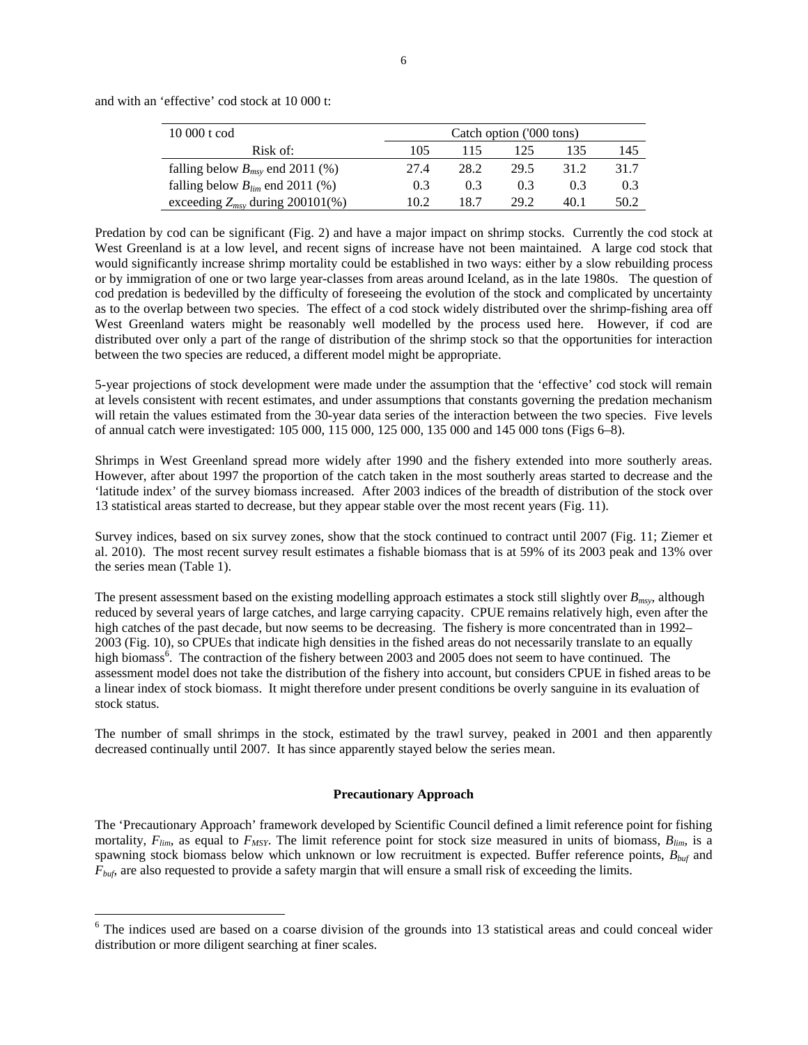and with an 'effective' cod stock at 10 000 t:

| 10 000 t cod | Catch option ('000 tons) | | | | |
|---|---|---|---|---|---|
| Risk of: | 105 | 115 | 125 | 135 | 145 |
| falling below $B_{msy}$ end 2011 (%) | 27.4 | 28.2 | 29.5 | 31.2 | 31.7 |
| falling below $B_{lim}$ end 2011 (%) | 0.3 | 0.3 | 0.3 | 0.3 | 0.3 |
| exceeding $Z_{msy}$ during 200101(%) | 10.2 | 18.7 | 29.2 | 40.1 | 50.2 |

Predation by cod can be significant (Fig. 2) and have a major impact on shrimp stocks. Currently the cod stock at West Greenland is at a low level, and recent signs of increase have not been maintained. A large cod stock that would significantly increase shrimp mortality could be established in two ways: either by a slow rebuilding process or by immigration of one or two large year-classes from areas around Iceland, as in the late 1980s. The question of cod predation is bedevilled by the difficulty of foreseeing the evolution of the stock and complicated by uncertainty as to the overlap between two species. The effect of a cod stock widely distributed over the shrimp-fishing area off West Greenland waters might be reasonably well modelled by the process used here. However, if cod are distributed over only a part of the range of distribution of the shrimp stock so that the opportunities for interaction between the two species are reduced, a different model might be appropriate.

5-year projections of stock development were made under the assumption that the 'effective' cod stock will remain at levels consistent with recent estimates, and under assumptions that constants governing the predation mechanism will retain the values estimated from the 30-year data series of the interaction between the two species. Five levels of annual catch were investigated: 105 000, 115 000, 125 000, 135 000 and 145 000 tons (Figs 6–8).

Shrimps in West Greenland spread more widely after 1990 and the fishery extended into more southerly areas. However, after about 1997 the proportion of the catch taken in the most southerly areas started to decrease and the 'latitude index' of the survey biomass increased. After 2003 indices of the breadth of distribution of the stock over 13 statistical areas started to decrease, but they appear stable over the most recent years (Fig. 11).

Survey indices, based on six survey zones, show that the stock continued to contract until 2007 (Fig. 11; Ziemer et al. 2010). The most recent survey result estimates a fishable biomass that is at 59% of its 2003 peak and 13% over the series mean (Table 1).

The present assessment based on the existing modelling approach estimates a stock still slightly over $B_{msy}$, although reduced by several years of large catches, and large carrying capacity. CPUE remains relatively high, even after the high catches of the past decade, but now seems to be decreasing. The fishery is more concentrated than in 1992–2003 (Fig. 10), so CPUEs that indicate high densities in the fished areas do not necessarily translate to an equally high biomass[6]. The contraction of the fishery between 2003 and 2005 does not seem to have continued. The assessment model does not take the distribution of the fishery into account, but considers CPUE in fished areas to be a linear index of stock biomass. It might therefore under present conditions be overly sanguine in its evaluation of stock status.

The number of small shrimps in the stock, estimated by the trawl survey, peaked in 2001 and then apparently decreased continually until 2007. It has since apparently stayed below the series mean.

### Precautionary Approach

The 'Precautionary Approach' framework developed by Scientific Council defined a limit reference point for fishing mortality, $F_{lim}$, as equal to $F_{MSY}$. The limit reference point for stock size measured in units of biomass, $B_{lim}$, is a spawning stock biomass below which unknown or low recruitment is expected. Buffer reference points, $B_{buf}$ and $F_{buf}$, are also requested to provide a safety margin that will ensure a small risk of exceeding the limits.

---

[6] The indices used are based on a coarse division of the grounds into 13 statistical areas and could conceal wider distribution or more diligent searching at finer scales.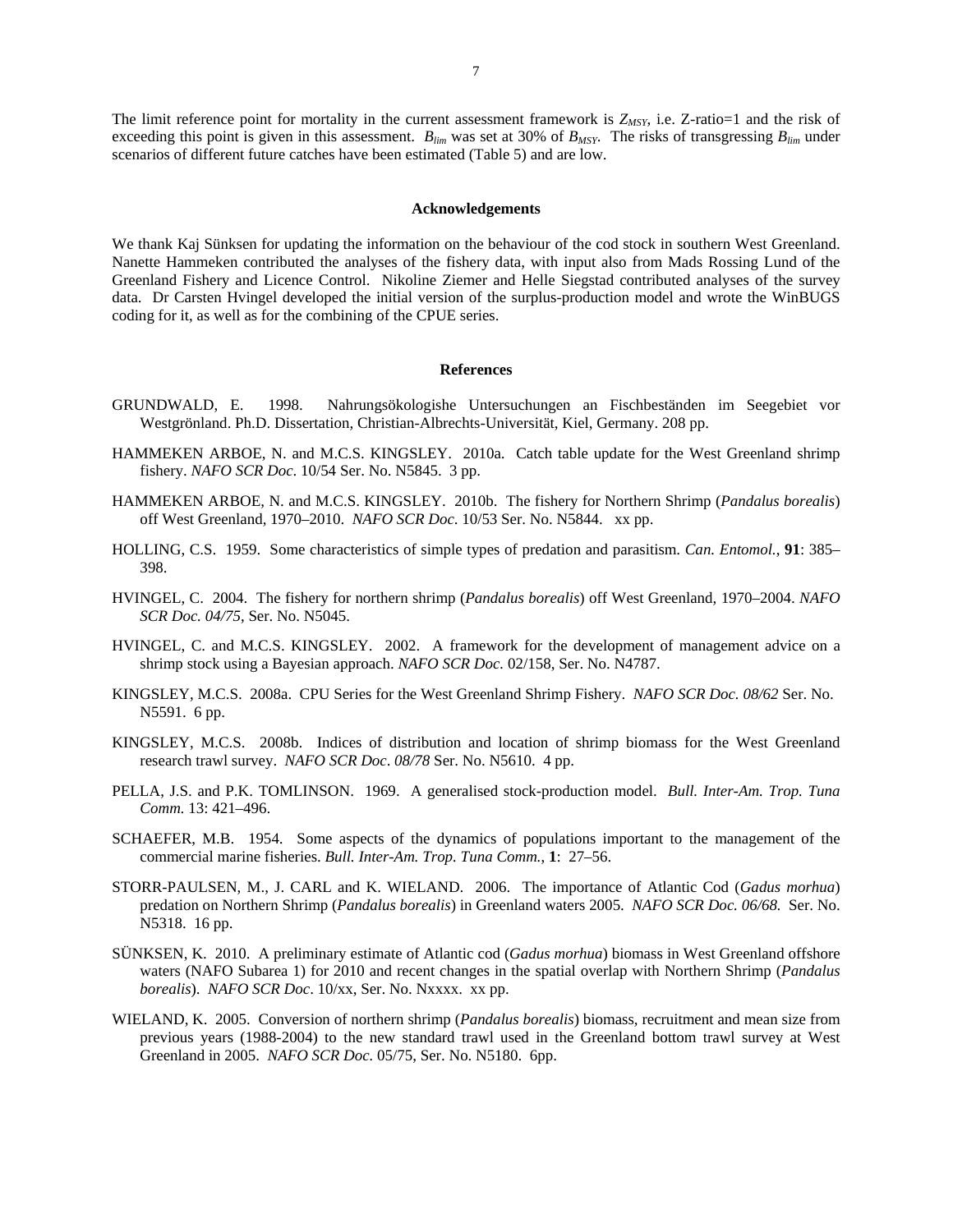The limit reference point for mortality in the current assessment framework is $Z_{MSY}$, i.e. Z-ratio=1 and the risk of exceeding this point is given in this assessment. $B_{lim}$ was set at 30% of $B_{MSY}$. The risks of transgressing $B_{lim}$ under scenarios of different future catches have been estimated (Table 5) and are low.

## Acknowledgements

We thank Kaj Sünksen for updating the information on the behaviour of the cod stock in southern West Greenland. Nanette Hammeken contributed the analyses of the fishery data, with input also from Mads Rossing Lund of the Greenland Fishery and Licence Control. Nikoline Ziemer and Helle Siegstad contributed analyses of the survey data. Dr Carsten Hvingel developed the initial version of the surplus-production model and wrote the WinBUGS coding for it, as well as for the combining of the CPUE series.

## References

GRUNDWALD, E. 1998. Nahrungsökologishe Untersuchungen an Fischbeständen im Seegebiet vor Westgrönland. Ph.D. Dissertation, Christian-Albrechts-Universität, Kiel, Germany. 208 pp.

HAMMEKEN ARBOE, N. and M.C.S. KINGSLEY. 2010a. Catch table update for the West Greenland shrimp fishery. *NAFO SCR Doc*. 10/54 Ser. No. N5845. 3 pp.

HAMMEKEN ARBOE, N. and M.C.S. KINGSLEY. 2010b. The fishery for Northern Shrimp (*Pandalus borealis*) off West Greenland, 1970–2010. *NAFO SCR Doc*. 10/53 Ser. No. N5844. xx pp.

HOLLING, C.S. 1959. Some characteristics of simple types of predation and parasitism. *Can. Entomol.*, **91**: 385–398.

HVINGEL, C. 2004. The fishery for northern shrimp (*Pandalus borealis*) off West Greenland, 1970–2004. *NAFO SCR Doc. 04/75*, Ser. No. N5045.

HVINGEL, C. and M.C.S. KINGSLEY. 2002. A framework for the development of management advice on a shrimp stock using a Bayesian approach. *NAFO SCR Doc*. 02/158, Ser. No. N4787.

KINGSLEY, M.C.S. 2008a. CPU Series for the West Greenland Shrimp Fishery. *NAFO SCR Doc. 08/62* Ser. No. N5591. 6 pp.

KINGSLEY, M.C.S. 2008b. Indices of distribution and location of shrimp biomass for the West Greenland research trawl survey. *NAFO SCR Doc*. *08/78* Ser. No. N5610. 4 pp.

PELLA, J.S. and P.K. TOMLINSON. 1969. A generalised stock-production model. *Bull. Inter-Am. Trop. Tuna Comm.* 13: 421–496.

SCHAEFER, M.B. 1954. Some aspects of the dynamics of populations important to the management of the commercial marine fisheries. *Bull. Inter-Am. Trop. Tuna Comm.*, **1**: 27–56.

STORR-PAULSEN, M., J. CARL and K. WIELAND. 2006. The importance of Atlantic Cod (*Gadus morhua*) predation on Northern Shrimp (*Pandalus borealis*) in Greenland waters 2005. *NAFO SCR Doc. 06/68.* Ser. No. N5318. 16 pp.

SÜNKSEN, K. 2010. A preliminary estimate of Atlantic cod (*Gadus morhua*) biomass in West Greenland offshore waters (NAFO Subarea 1) for 2010 and recent changes in the spatial overlap with Northern Shrimp (*Pandalus borealis*). *NAFO SCR Doc*. 10/xx, Ser. No. Nxxxx. xx pp.

WIELAND, K. 2005. Conversion of northern shrimp (*Pandalus borealis*) biomass, recruitment and mean size from previous years (1988-2004) to the new standard trawl used in the Greenland bottom trawl survey at West Greenland in 2005. *NAFO SCR Doc.* 05/75, Ser. No. N5180. 6pp.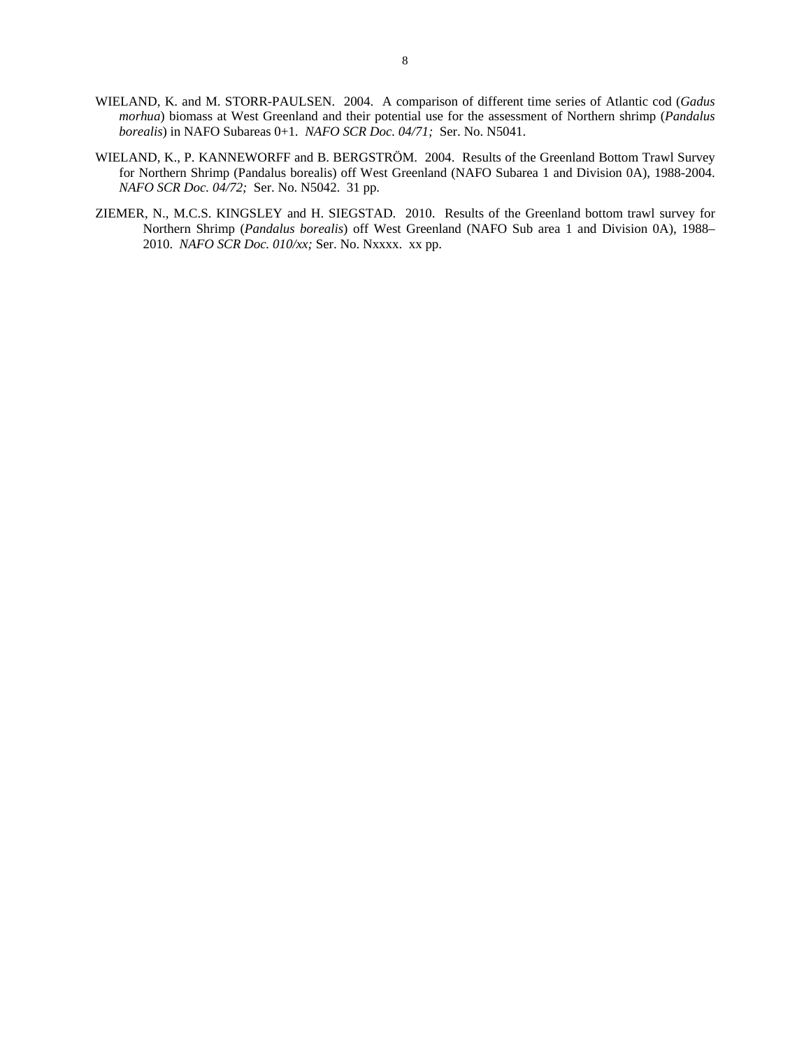WIELAND, K. and M. STORR-PAULSEN. 2004. A comparison of different time series of Atlantic cod (*Gadus morhua*) biomass at West Greenland and their potential use for the assessment of Northern shrimp (*Pandalus borealis*) in NAFO Subareas 0+1. *NAFO SCR Doc. 04/71;* Ser. No. N5041.

WIELAND, K., P. KANNEWORFF and B. BERGSTRÖM. 2004. Results of the Greenland Bottom Trawl Survey for Northern Shrimp (Pandalus borealis) off West Greenland (NAFO Subarea 1 and Division 0A), 1988-2004. *NAFO SCR Doc. 04/72;* Ser. No. N5042. 31 pp.

ZIEMER, N., M.C.S. KINGSLEY and H. SIEGSTAD. 2010. Results of the Greenland bottom trawl survey for Northern Shrimp (*Pandalus borealis*) off West Greenland (NAFO Sub area 1 and Division 0A), 1988–2010. *NAFO SCR Doc. 010/xx;* Ser. No. Nxxxx. xx pp.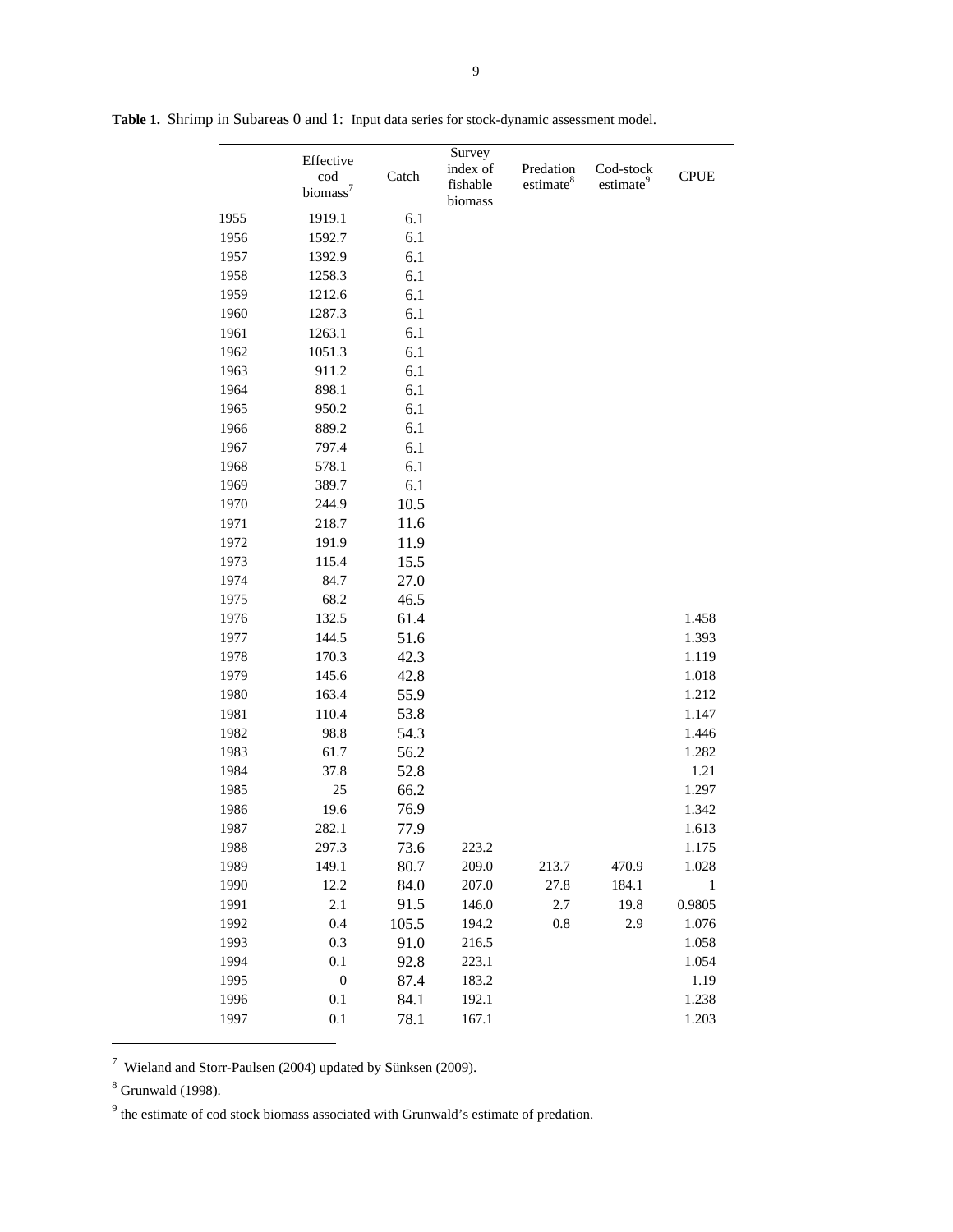**Table 1.** Shrimp in Subareas 0 and 1: Input data series for stock-dynamic assessment model.

| | Effective cod biomass[7] | Catch | Survey index of fishable biomass | Predation estimate[8] | Cod-stock estimate[9] | CPUE |
|---|---|---|---|---|---|---|
| 1955 | 1919.1 | 6.1 | | | | |
| 1956 | 1592.7 | 6.1 | | | | |
| 1957 | 1392.9 | 6.1 | | | | |
| 1958 | 1258.3 | 6.1 | | | | |
| 1959 | 1212.6 | 6.1 | | | | |
| 1960 | 1287.3 | 6.1 | | | | |
| 1961 | 1263.1 | 6.1 | | | | |
| 1962 | 1051.3 | 6.1 | | | | |
| 1963 | 911.2 | 6.1 | | | | |
| 1964 | 898.1 | 6.1 | | | | |
| 1965 | 950.2 | 6.1 | | | | |
| 1966 | 889.2 | 6.1 | | | | |
| 1967 | 797.4 | 6.1 | | | | |
| 1968 | 578.1 | 6.1 | | | | |
| 1969 | 389.7 | 6.1 | | | | |
| 1970 | 244.9 | 10.5 | | | | |
| 1971 | 218.7 | 11.6 | | | | |
| 1972 | 191.9 | 11.9 | | | | |
| 1973 | 115.4 | 15.5 | | | | |
| 1974 | 84.7 | 27.0 | | | | |
| 1975 | 68.2 | 46.5 | | | | |
| 1976 | 132.5 | 61.4 | | | | 1.458 |
| 1977 | 144.5 | 51.6 | | | | 1.393 |
| 1978 | 170.3 | 42.3 | | | | 1.119 |
| 1979 | 145.6 | 42.8 | | | | 1.018 |
| 1980 | 163.4 | 55.9 | | | | 1.212 |
| 1981 | 110.4 | 53.8 | | | | 1.147 |
| 1982 | 98.8 | 54.3 | | | | 1.446 |
| 1983 | 61.7 | 56.2 | | | | 1.282 |
| 1984 | 37.8 | 52.8 | | | | 1.21 |
| 1985 | 25 | 66.2 | | | | 1.297 |
| 1986 | 19.6 | 76.9 | | | | 1.342 |
| 1987 | 282.1 | 77.9 | | | | 1.613 |
| 1988 | 297.3 | 73.6 | 223.2 | | | 1.175 |
| 1989 | 149.1 | 80.7 | 209.0 | 213.7 | 470.9 | 1.028 |
| 1990 | 12.2 | 84.0 | 207.0 | 27.8 | 184.1 | 1 |
| 1991 | 2.1 | 91.5 | 146.0 | 2.7 | 19.8 | 0.9805 |
| 1992 | 0.4 | 105.5 | 194.2 | 0.8 | 2.9 | 1.076 |
| 1993 | 0.3 | 91.0 | 216.5 | | | 1.058 |
| 1994 | 0.1 | 92.8 | 223.1 | | | 1.054 |
| 1995 | 0 | 87.4 | 183.2 | | | 1.19 |
| 1996 | 0.1 | 84.1 | 192.1 | | | 1.238 |
| 1997 | 0.1 | 78.1 | 167.1 | | | 1.203 |

[7] Wieland and Storr-Paulsen (2004) updated by Sünksen (2009).

[8] Grunwald (1998).

[9] the estimate of cod stock biomass associated with Grunwald's estimate of predation.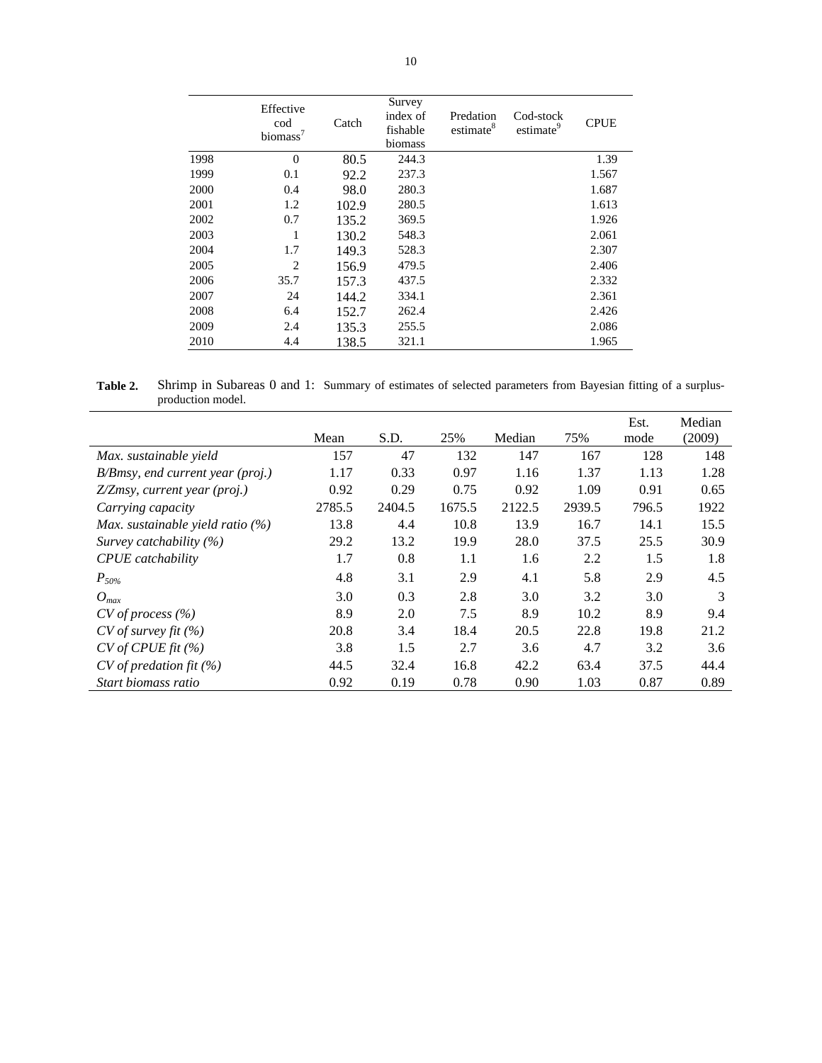| | Effective cod biomass[7] | Catch | Survey index of fishable biomass | Predation estimate[8] | Cod-stock estimate[9] | CPUE |
|---|---|---|---|---|---|---|
| 1998 | 0 | 80.5 | 244.3 | | | 1.39 |
| 1999 | 0.1 | 92.2 | 237.3 | | | 1.567 |
| 2000 | 0.4 | 98.0 | 280.3 | | | 1.687 |
| 2001 | 1.2 | 102.9 | 280.5 | | | 1.613 |
| 2002 | 0.7 | 135.2 | 369.5 | | | 1.926 |
| 2003 | 1 | 130.2 | 548.3 | | | 2.061 |
| 2004 | 1.7 | 149.3 | 528.3 | | | 2.307 |
| 2005 | 2 | 156.9 | 479.5 | | | 2.406 |
| 2006 | 35.7 | 157.3 | 437.5 | | | 2.332 |
| 2007 | 24 | 144.2 | 334.1 | | | 2.361 |
| 2008 | 6.4 | 152.7 | 262.4 | | | 2.426 |
| 2009 | 2.4 | 135.3 | 255.5 | | | 2.086 |
| 2010 | 4.4 | 138.5 | 321.1 | | | 1.965 |

**Table 2.** Shrimp in Subareas 0 and 1: Summary of estimates of selected parameters from Bayesian fitting of a surplus-production model.

| | Mean | S.D. | 25% | Median | 75% | Est. mode | Median (2009) |
|---|---|---|---|---|---|---|---|
| *Max. sustainable yield* | 157 | 47 | 132 | 147 | 167 | 128 | 148 |
| *B/Bmsy, end current year (proj.)* | 1.17 | 0.33 | 0.97 | 1.16 | 1.37 | 1.13 | 1.28 |
| *Z/Zmsy, current year (proj.)* | 0.92 | 0.29 | 0.75 | 0.92 | 1.09 | 0.91 | 0.65 |
| *Carrying capacity* | 2785.5 | 2404.5 | 1675.5 | 2122.5 | 2939.5 | 796.5 | 1922 |
| *Max. sustainable yield ratio (%)* | 13.8 | 4.4 | 10.8 | 13.9 | 16.7 | 14.1 | 15.5 |
| *Survey catchability (%)* | 29.2 | 13.2 | 19.9 | 28.0 | 37.5 | 25.5 | 30.9 |
| *CPUE catchability* | 1.7 | 0.8 | 1.1 | 1.6 | 2.2 | 1.5 | 1.8 |
| $P_{50\%}$ | 4.8 | 3.1 | 2.9 | 4.1 | 5.8 | 2.9 | 4.5 |
| $O_{max}$ | 3.0 | 0.3 | 2.8 | 3.0 | 3.2 | 3.0 | 3 |
| *CV of process (%)* | 8.9 | 2.0 | 7.5 | 8.9 | 10.2 | 8.9 | 9.4 |
| *CV of survey fit (%)* | 20.8 | 3.4 | 18.4 | 20.5 | 22.8 | 19.8 | 21.2 |
| *CV of CPUE fit (%)* | 3.8 | 1.5 | 2.7 | 3.6 | 4.7 | 3.2 | 3.6 |
| *CV of predation fit (%)* | 44.5 | 32.4 | 16.8 | 42.2 | 63.4 | 37.5 | 44.4 |
| *Start biomass ratio* | 0.92 | 0.19 | 0.78 | 0.90 | 1.03 | 0.87 | 0.89 |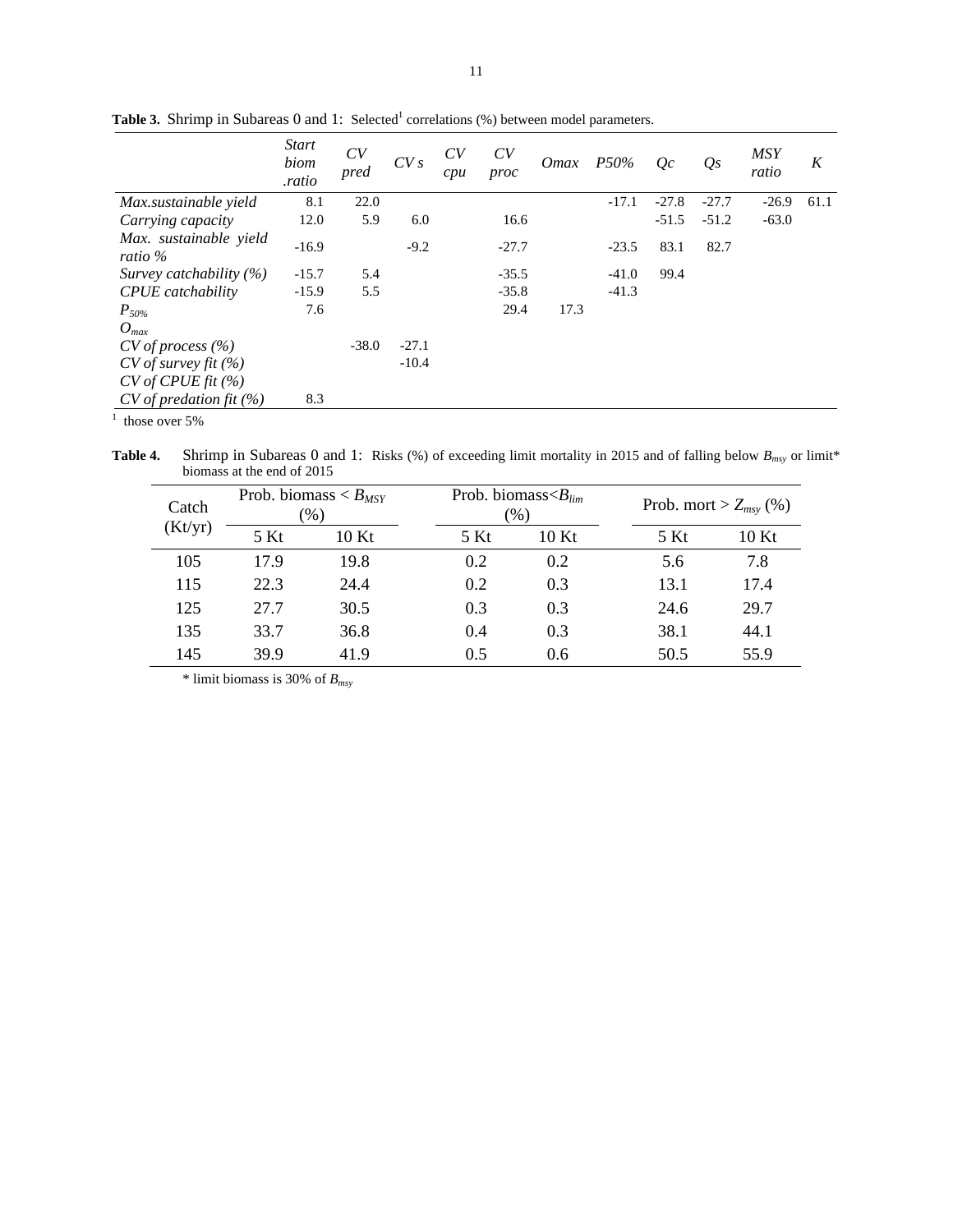**Table 3.** Shrimp in Subareas 0 and 1: Selected[1] correlations (%) between model parameters.

| | *Start biom .ratio* | *CV pred* | *CV s* | *CV cpu* | *CV proc* | *Omax* | *P50%* | *Qc* | *Qs* | *MSY ratio* | *K* |
|---|---|---|---|---|---|---|---|---|---|---|---|
| *Max.sustainable yield* | 8.1 | 22.0 | | | | | -17.1 | -27.8 | -27.7 | -26.9 | 61.1 |
| *Carrying capacity* | 12.0 | 5.9 | 6.0 | | 16.6 | | | -51.5 | -51.2 | -63.0 | |
| *Max. sustainable yield ratio %* | -16.9 | | -9.2 | | -27.7 | | -23.5 | 83.1 | 82.7 | | |
| *Survey catchability (%)* | -15.7 | 5.4 | | | -35.5 | | -41.0 | 99.4 | | | |
| *CPUE catchability* | -15.9 | 5.5 | | | -35.8 | | -41.3 | | | | |
| $P_{50\%}$ | 7.6 | | | | 29.4 | 17.3 | | | | | |
| $O_{max}$ | | | | | | | | | | | |
| *CV of process (%)* | | -38.0 | -27.1 | | | | | | | | |
| *CV of survey fit (%)* | | | -10.4 | | | | | | | | |
| *CV of CPUE fit (%)* | | | | | | | | | | | |
| *CV of predation fit (%)* | 8.3 | | | | | | | | | | |

[1] those over 5%

**Table 4.** Shrimp in Subareas 0 and 1: Risks (%) of exceeding limit mortality in 2015 and of falling below $B_{msy}$ or limit* biomass at the end of 2015

| Catch (Kt/yr) | Prob. biomass < $B_{MSY}$ (%) | | Prob. biomass< $B_{lim}$ (%) | | Prob. mort > $Z_{msy}$ (%) | |
|---|---|---|---|---|---|---|
| | 5 Kt | 10 Kt | 5 Kt | 10 Kt | 5 Kt | 10 Kt |
| 105 | 17.9 | 19.8 | 0.2 | 0.2 | 5.6 | 7.8 |
| 115 | 22.3 | 24.4 | 0.2 | 0.3 | 13.1 | 17.4 |
| 125 | 27.7 | 30.5 | 0.3 | 0.3 | 24.6 | 29.7 |
| 135 | 33.7 | 36.8 | 0.4 | 0.3 | 38.1 | 44.1 |
| 145 | 39.9 | 41.9 | 0.5 | 0.6 | 50.5 | 55.9 |

\* limit biomass is 30% of $B_{msy}$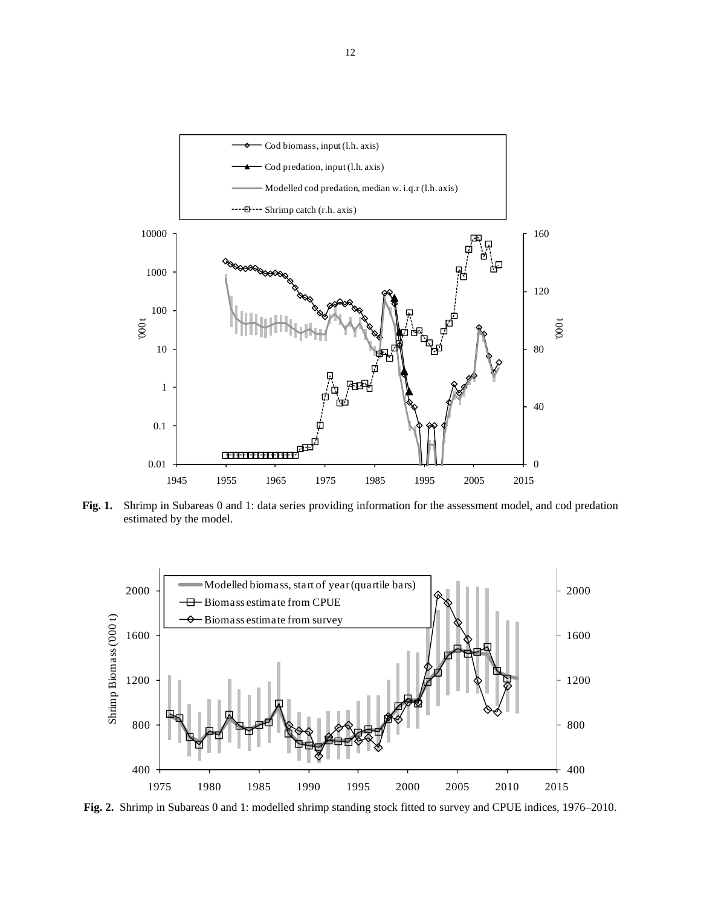**Fig. 1.** Shrimp in Subareas 0 and 1: data series providing information for the assessment model, and cod predation estimated by the model.

**Fig. 2.** Shrimp in Subareas 0 and 1: modelled shrimp standing stock fitted to survey and CPUE indices, 1976–2010.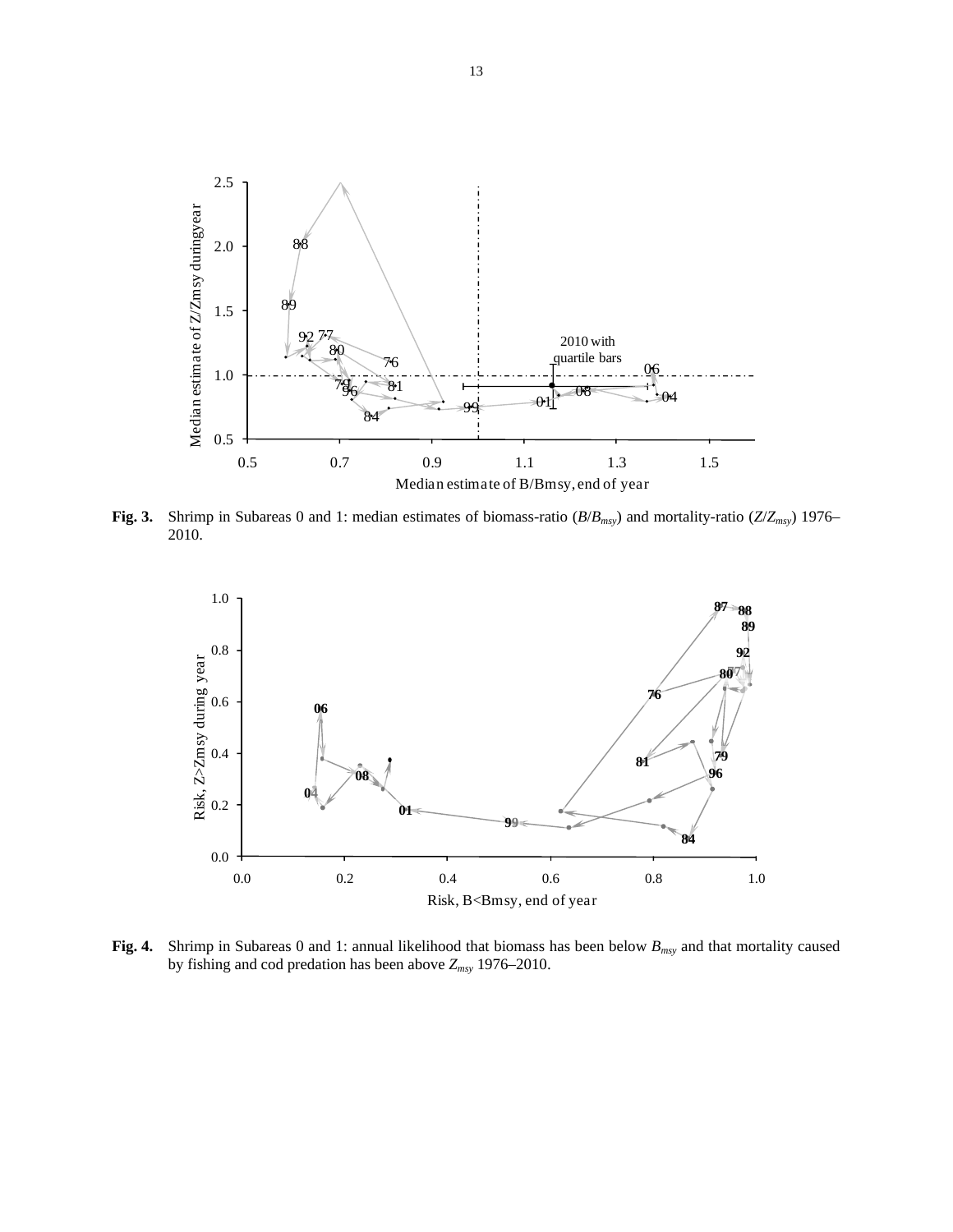**Fig. 3.** Shrimp in Subareas 0 and 1: median estimates of biomass-ratio ($B/B_{msy}$) and mortality-ratio ($Z/Z_{msy}$) 1976–2010.

**Fig. 4.** Shrimp in Subareas 0 and 1: annual likelihood that biomass has been below $B_{msy}$ and that mortality caused by fishing and cod predation has been above $Z_{msy}$ 1976–2010.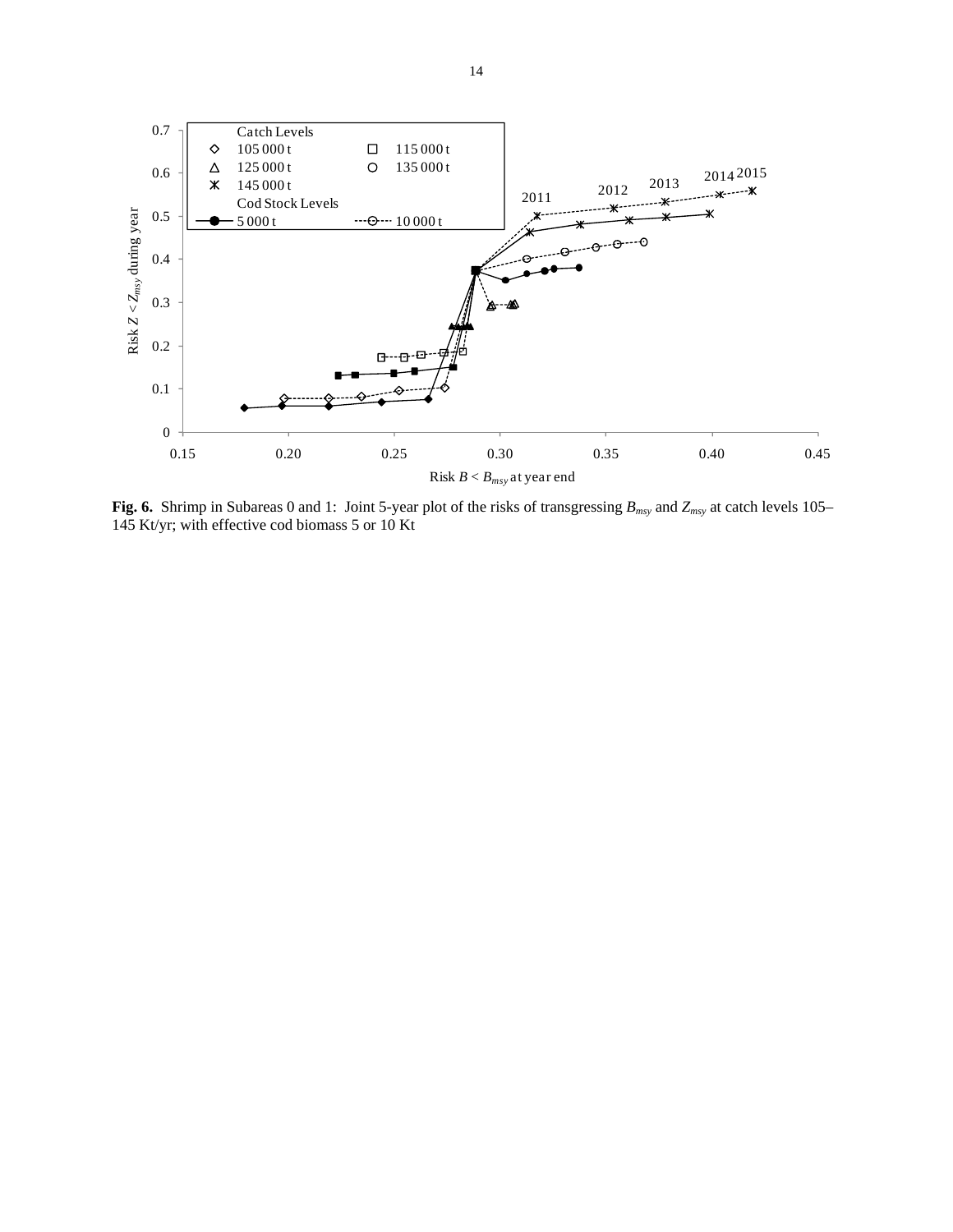**Fig. 6.** Shrimp in Subareas 0 and 1: Joint 5-year plot of the risks of transgressing $B_{msy}$ and $Z_{msy}$ at catch levels 105–145 Kt/yr; with effective cod biomass 5 or 10 Kt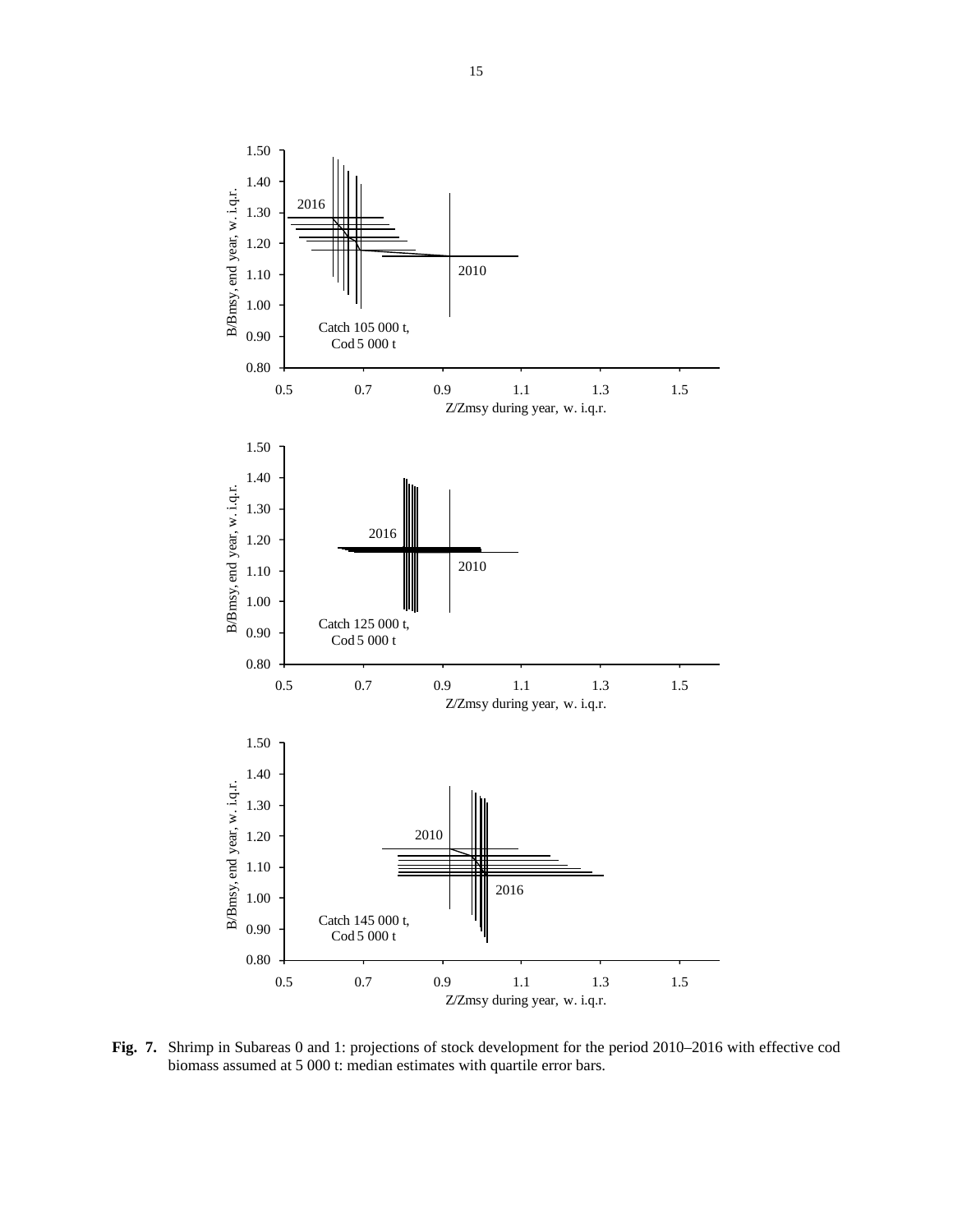**Fig. 7.** Shrimp in Subareas 0 and 1: projections of stock development for the period 2010–2016 with effective cod biomass assumed at 5 000 t: median estimates with quartile error bars.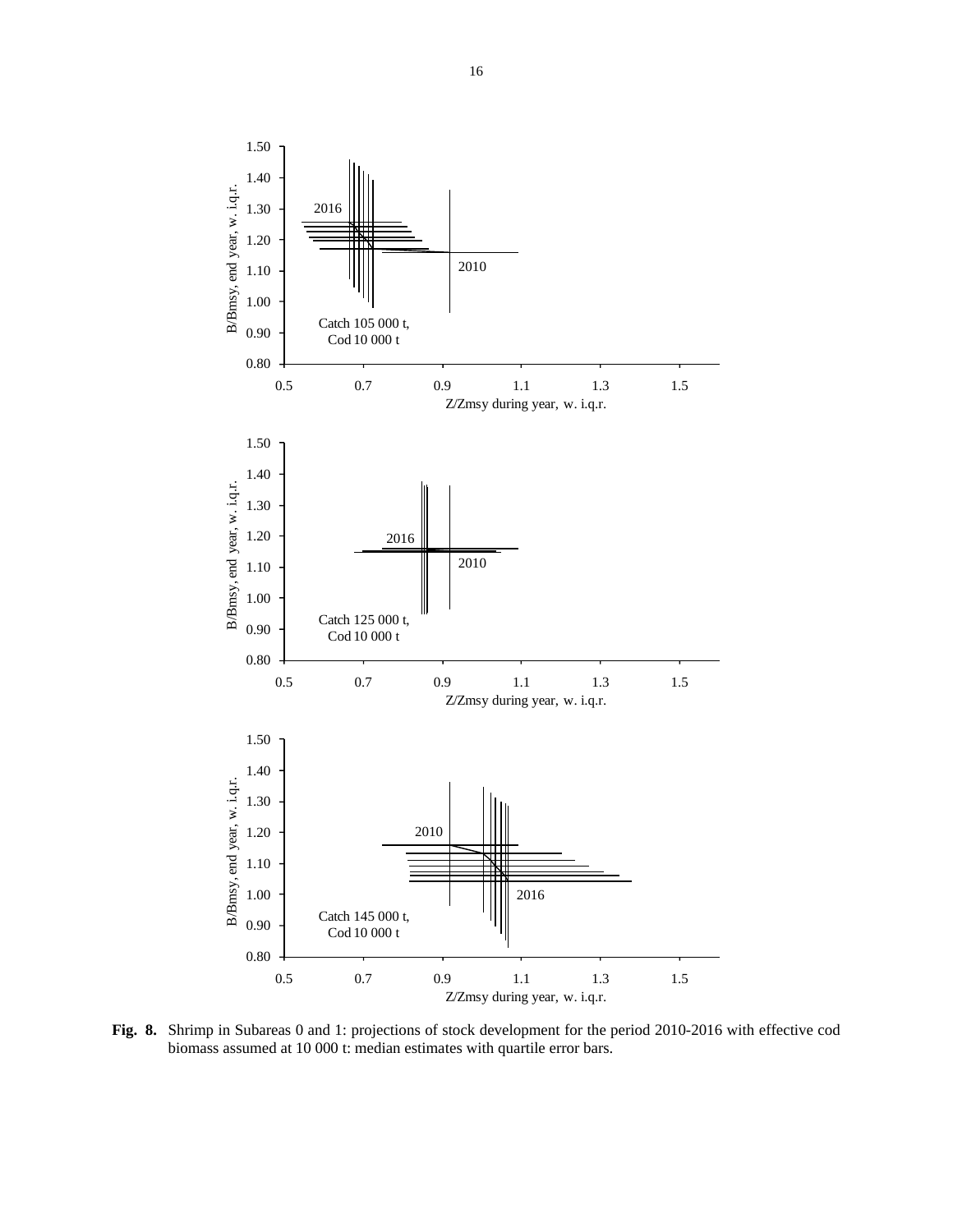**Fig. 8.** Shrimp in Subareas 0 and 1: projections of stock development for the period 2010-2016 with effective cod biomass assumed at 10 000 t: median estimates with quartile error bars.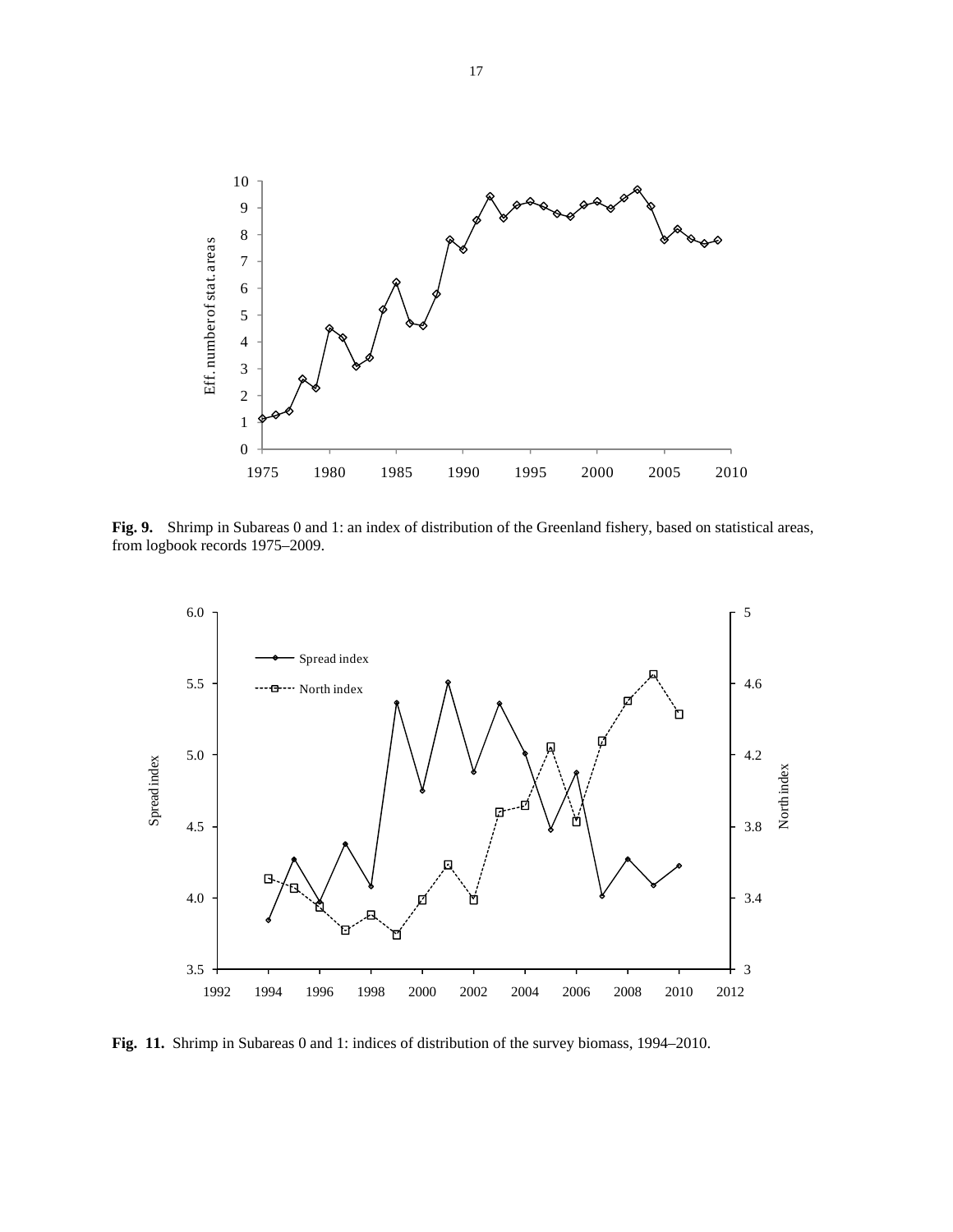10
9
8
7
6
5
4
3
2
1
0

Eff. number of stat. areas

1975 1980 1985 1990 1995 2000 2005 2010

**Fig. 9.** Shrimp in Subareas 0 and 1: an index of distribution of the Greenland fishery, based on statistical areas, from logbook records 1975–2009.

6.0
5.5
5.0
4.5
4.0
3.5

Spread index

Spread index

North index

5
4.6
4.2
3.8
3.4
3

North index

1992 1994 1996 1998 2000 2002 2004 2006 2008 2010 2012

**Fig. 11.** Shrimp in Subareas 0 and 1: indices of distribution of the survey biomass, 1994–2010.